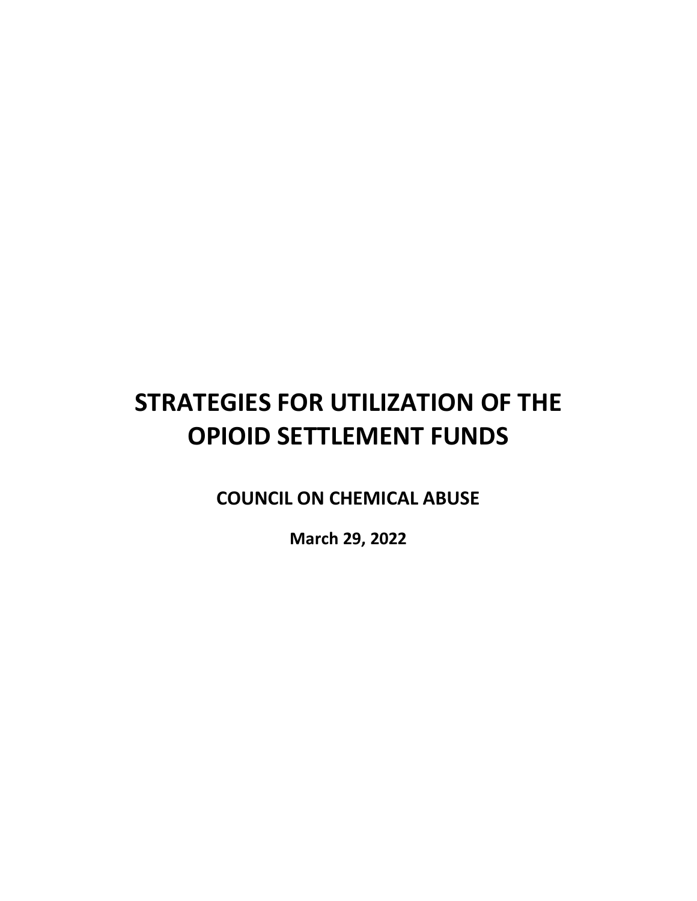# STRATEGIES FOR UTILIZATION OF THE OPIOID SETTLEMENT FUNDS

**COUNCIL ON CHEMICAL ABUSE**

**March 29, 2022**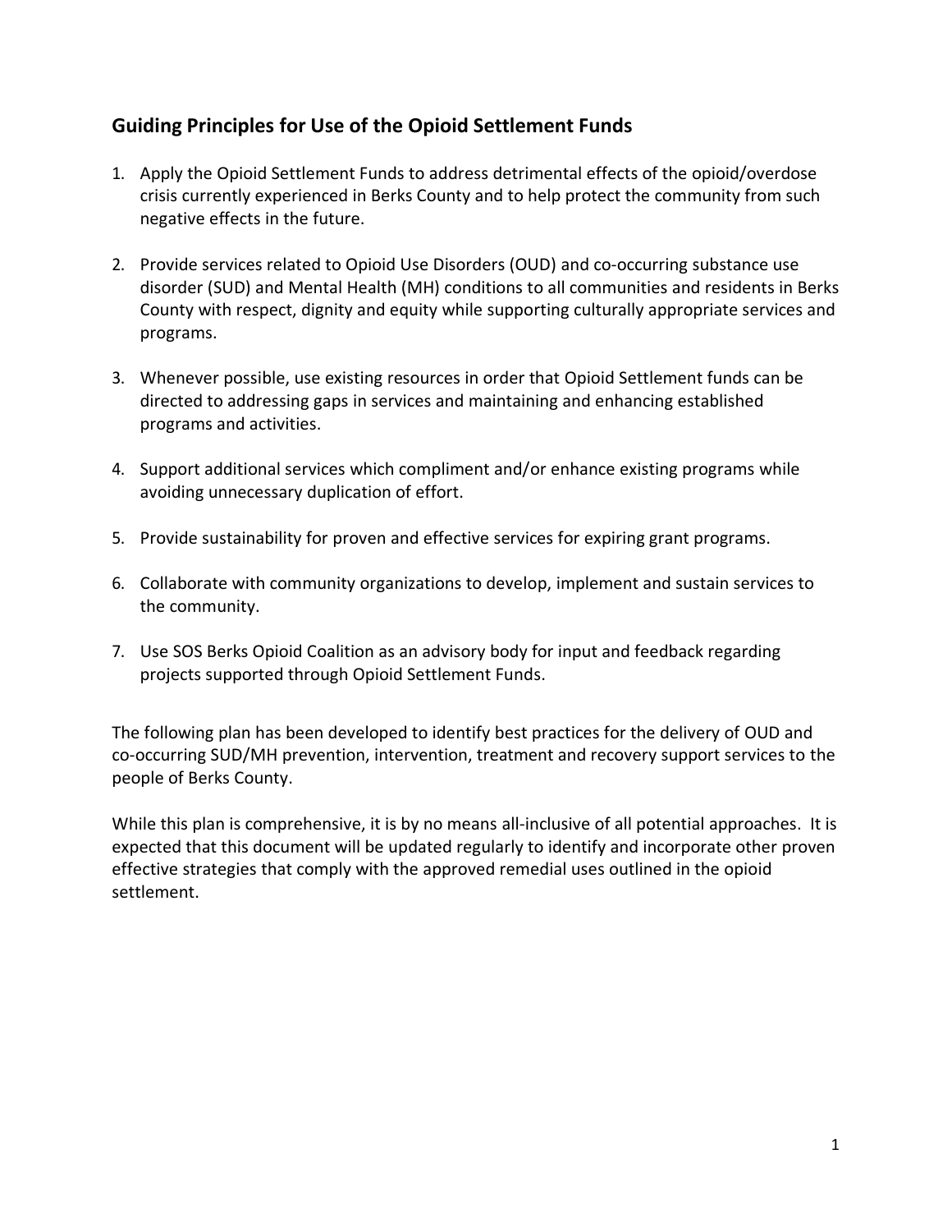## Guiding Principles for Use of the Opioid Settlement Funds

1. Apply the Opioid Settlement Funds to address detrimental effects of the opioid/overdose crisis currently experienced in Berks County and to help protect the community from such negative effects in the future.

2. Provide services related to Opioid Use Disorders (OUD) and co-occurring substance use disorder (SUD) and Mental Health (MH) conditions to all communities and residents in Berks County with respect, dignity and equity while supporting culturally appropriate services and programs.

3. Whenever possible, use existing resources in order that Opioid Settlement funds can be directed to addressing gaps in services and maintaining and enhancing established programs and activities.

4. Support additional services which compliment and/or enhance existing programs while avoiding unnecessary duplication of effort.

5. Provide sustainability for proven and effective services for expiring grant programs.

6. Collaborate with community organizations to develop, implement and sustain services to the community.

7. Use SOS Berks Opioid Coalition as an advisory body for input and feedback regarding projects supported through Opioid Settlement Funds.

The following plan has been developed to identify best practices for the delivery of OUD and co-occurring SUD/MH prevention, intervention, treatment and recovery support services to the people of Berks County.

While this plan is comprehensive, it is by no means all-inclusive of all potential approaches. It is expected that this document will be updated regularly to identify and incorporate other proven effective strategies that comply with the approved remedial uses outlined in the opioid settlement.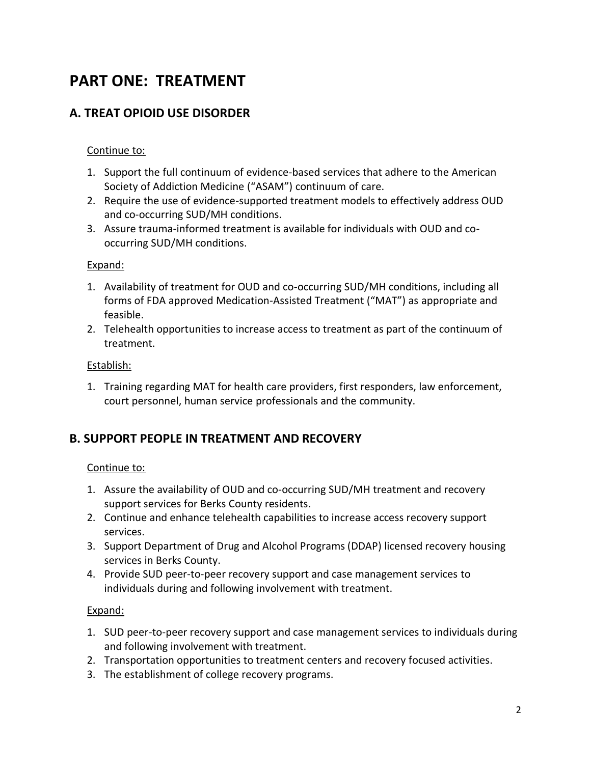# PART ONE: TREATMENT

## A. TREAT OPIOID USE DISORDER

Continue to:

1. Support the full continuum of evidence-based services that adhere to the American Society of Addiction Medicine ("ASAM") continuum of care.
2. Require the use of evidence-supported treatment models to effectively address OUD and co-occurring SUD/MH conditions.
3. Assure trauma-informed treatment is available for individuals with OUD and co-occurring SUD/MH conditions.

Expand:

1. Availability of treatment for OUD and co-occurring SUD/MH conditions, including all forms of FDA approved Medication-Assisted Treatment ("MAT") as appropriate and feasible.
2. Telehealth opportunities to increase access to treatment as part of the continuum of treatment.

Establish:

1. Training regarding MAT for health care providers, first responders, law enforcement, court personnel, human service professionals and the community.

## B. SUPPORT PEOPLE IN TREATMENT AND RECOVERY

Continue to:

1. Assure the availability of OUD and co-occurring SUD/MH treatment and recovery support services for Berks County residents.
2. Continue and enhance telehealth capabilities to increase access recovery support services.
3. Support Department of Drug and Alcohol Programs (DDAP) licensed recovery housing services in Berks County.
4. Provide SUD peer-to-peer recovery support and case management services to individuals during and following involvement with treatment.

Expand:

1. SUD peer-to-peer recovery support and case management services to individuals during and following involvement with treatment.
2. Transportation opportunities to treatment centers and recovery focused activities.
3. The establishment of college recovery programs.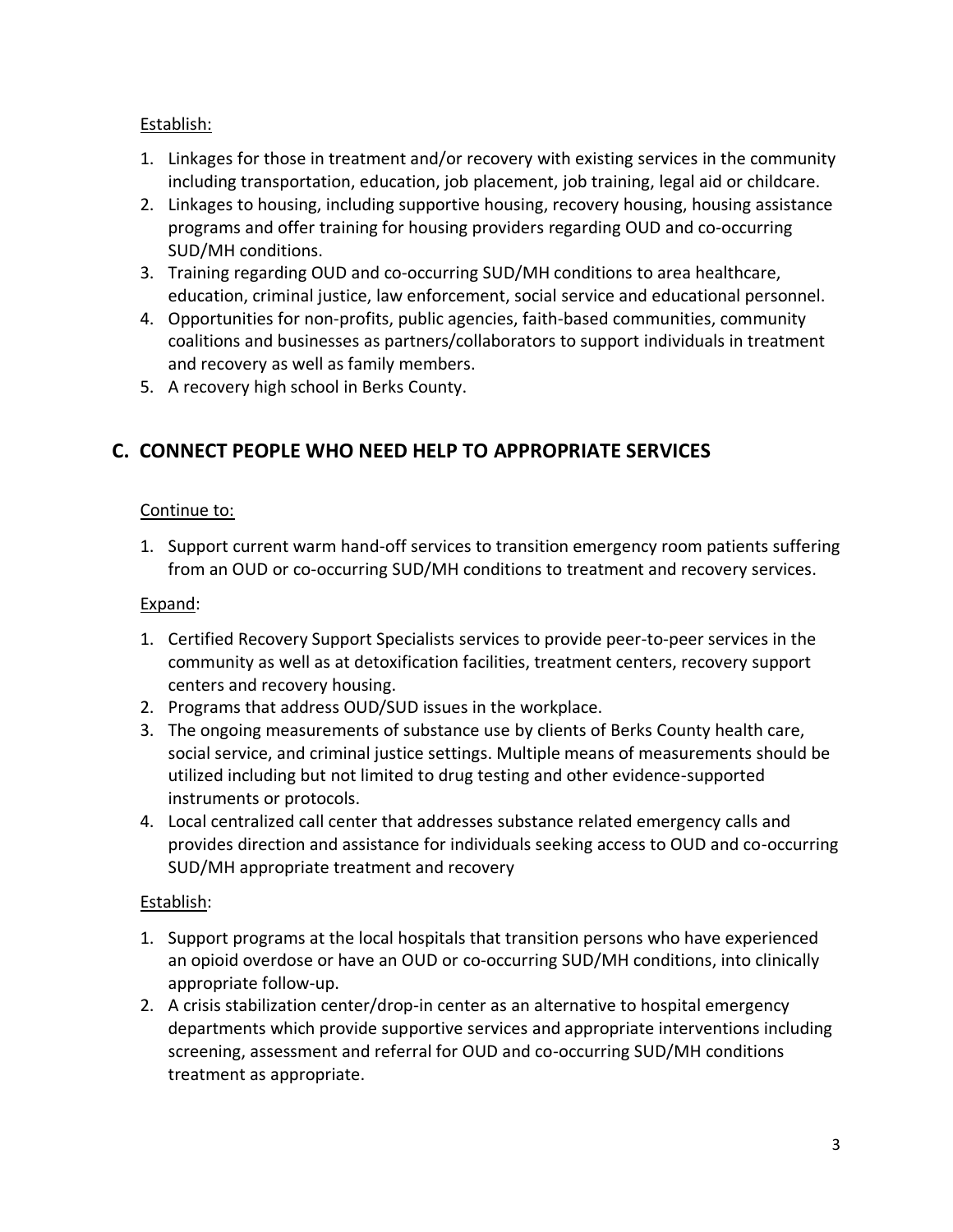Establish:

1. Linkages for those in treatment and/or recovery with existing services in the community including transportation, education, job placement, job training, legal aid or childcare.
2. Linkages to housing, including supportive housing, recovery housing, housing assistance programs and offer training for housing providers regarding OUD and co-occurring SUD/MH conditions.
3. Training regarding OUD and co-occurring SUD/MH conditions to area healthcare, education, criminal justice, law enforcement, social service and educational personnel.
4. Opportunities for non-profits, public agencies, faith-based communities, community coalitions and businesses as partners/collaborators to support individuals in treatment and recovery as well as family members.
5. A recovery high school in Berks County.

## C. CONNECT PEOPLE WHO NEED HELP TO APPROPRIATE SERVICES

Continue to:

1. Support current warm hand-off services to transition emergency room patients suffering from an OUD or co-occurring SUD/MH conditions to treatment and recovery services.

Expand:

1. Certified Recovery Support Specialists services to provide peer-to-peer services in the community as well as at detoxification facilities, treatment centers, recovery support centers and recovery housing.
2. Programs that address OUD/SUD issues in the workplace.
3. The ongoing measurements of substance use by clients of Berks County health care, social service, and criminal justice settings. Multiple means of measurements should be utilized including but not limited to drug testing and other evidence-supported instruments or protocols.
4. Local centralized call center that addresses substance related emergency calls and provides direction and assistance for individuals seeking access to OUD and co-occurring SUD/MH appropriate treatment and recovery

Establish:

1. Support programs at the local hospitals that transition persons who have experienced an opioid overdose or have an OUD or co-occurring SUD/MH conditions, into clinically appropriate follow-up.
2. A crisis stabilization center/drop-in center as an alternative to hospital emergency departments which provide supportive services and appropriate interventions including screening, assessment and referral for OUD and co-occurring SUD/MH conditions treatment as appropriate.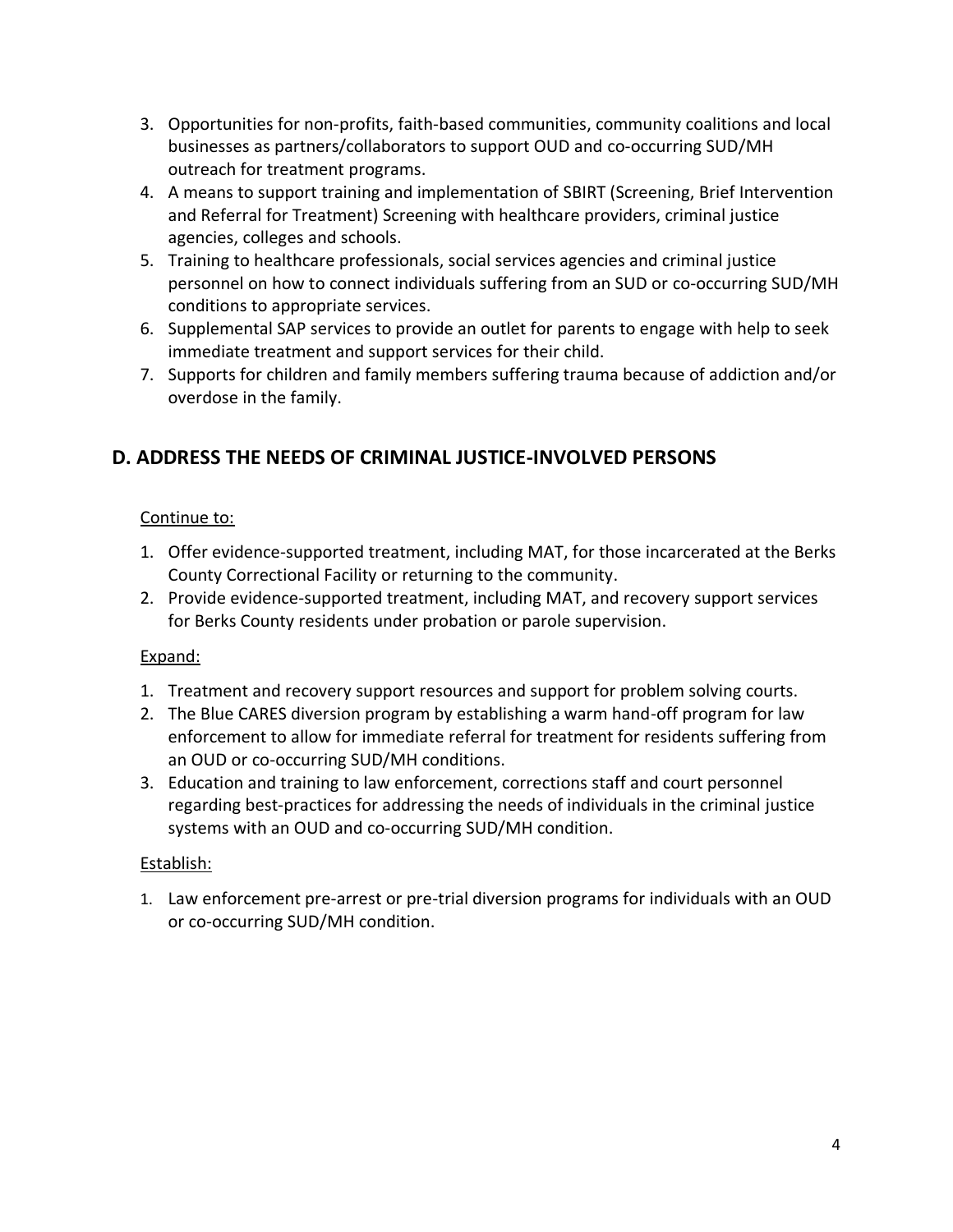3. Opportunities for non-profits, faith-based communities, community coalitions and local businesses as partners/collaborators to support OUD and co-occurring SUD/MH outreach for treatment programs.
4. A means to support training and implementation of SBIRT (Screening, Brief Intervention and Referral for Treatment) Screening with healthcare providers, criminal justice agencies, colleges and schools.
5. Training to healthcare professionals, social services agencies and criminal justice personnel on how to connect individuals suffering from an SUD or co-occurring SUD/MH conditions to appropriate services.
6. Supplemental SAP services to provide an outlet for parents to engage with help to seek immediate treatment and support services for their child.
7. Supports for children and family members suffering trauma because of addiction and/or overdose in the family.

## D. ADDRESS THE NEEDS OF CRIMINAL JUSTICE-INVOLVED PERSONS

Continue to:

1. Offer evidence-supported treatment, including MAT, for those incarcerated at the Berks County Correctional Facility or returning to the community.
2. Provide evidence-supported treatment, including MAT, and recovery support services for Berks County residents under probation or parole supervision.

Expand:

1. Treatment and recovery support resources and support for problem solving courts.
2. The Blue CARES diversion program by establishing a warm hand-off program for law enforcement to allow for immediate referral for treatment for residents suffering from an OUD or co-occurring SUD/MH conditions.
3. Education and training to law enforcement, corrections staff and court personnel regarding best-practices for addressing the needs of individuals in the criminal justice systems with an OUD and co-occurring SUD/MH condition.

Establish:

1. Law enforcement pre-arrest or pre-trial diversion programs for individuals with an OUD or co-occurring SUD/MH condition.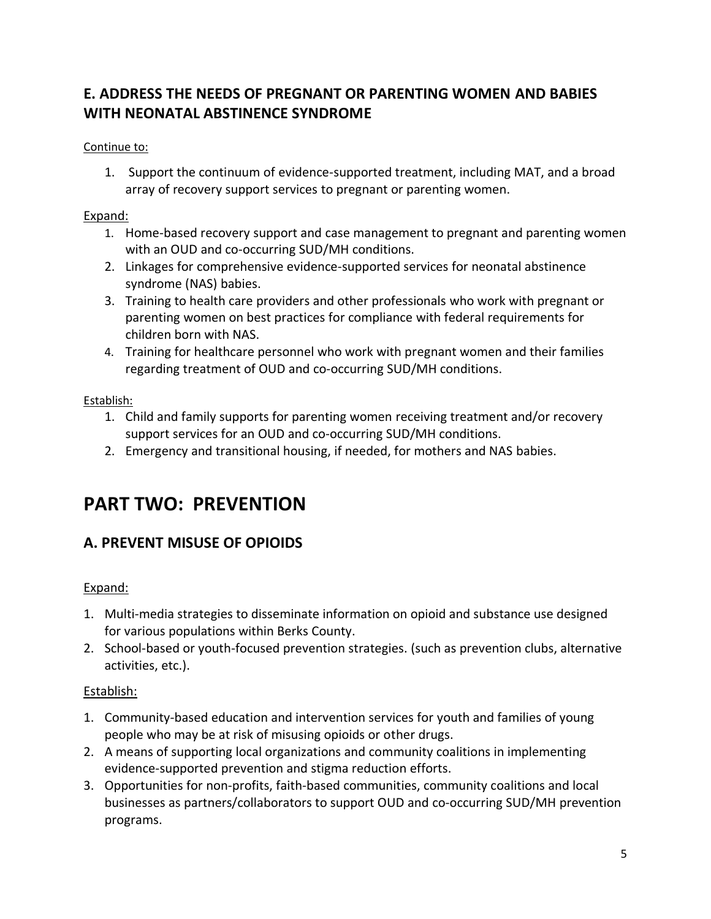## E. ADDRESS THE NEEDS OF PREGNANT OR PARENTING WOMEN AND BABIES WITH NEONATAL ABSTINENCE SYNDROME

Continue to:

1. Support the continuum of evidence-supported treatment, including MAT, and a broad array of recovery support services to pregnant or parenting women.

Expand:

1. Home-based recovery support and case management to pregnant and parenting women with an OUD and co-occurring SUD/MH conditions.
2. Linkages for comprehensive evidence-supported services for neonatal abstinence syndrome (NAS) babies.
3. Training to health care providers and other professionals who work with pregnant or parenting women on best practices for compliance with federal requirements for children born with NAS.
4. Training for healthcare personnel who work with pregnant women and their families regarding treatment of OUD and co-occurring SUD/MH conditions.

Establish:

1. Child and family supports for parenting women receiving treatment and/or recovery support services for an OUD and co-occurring SUD/MH conditions.
2. Emergency and transitional housing, if needed, for mothers and NAS babies.

# PART TWO: PREVENTION

## A. PREVENT MISUSE OF OPIOIDS

Expand:

1. Multi-media strategies to disseminate information on opioid and substance use designed for various populations within Berks County.
2. School-based or youth-focused prevention strategies. (such as prevention clubs, alternative activities, etc.).

Establish:

1. Community-based education and intervention services for youth and families of young people who may be at risk of misusing opioids or other drugs.
2. A means of supporting local organizations and community coalitions in implementing evidence-supported prevention and stigma reduction efforts.
3. Opportunities for non-profits, faith-based communities, community coalitions and local businesses as partners/collaborators to support OUD and co-occurring SUD/MH prevention programs.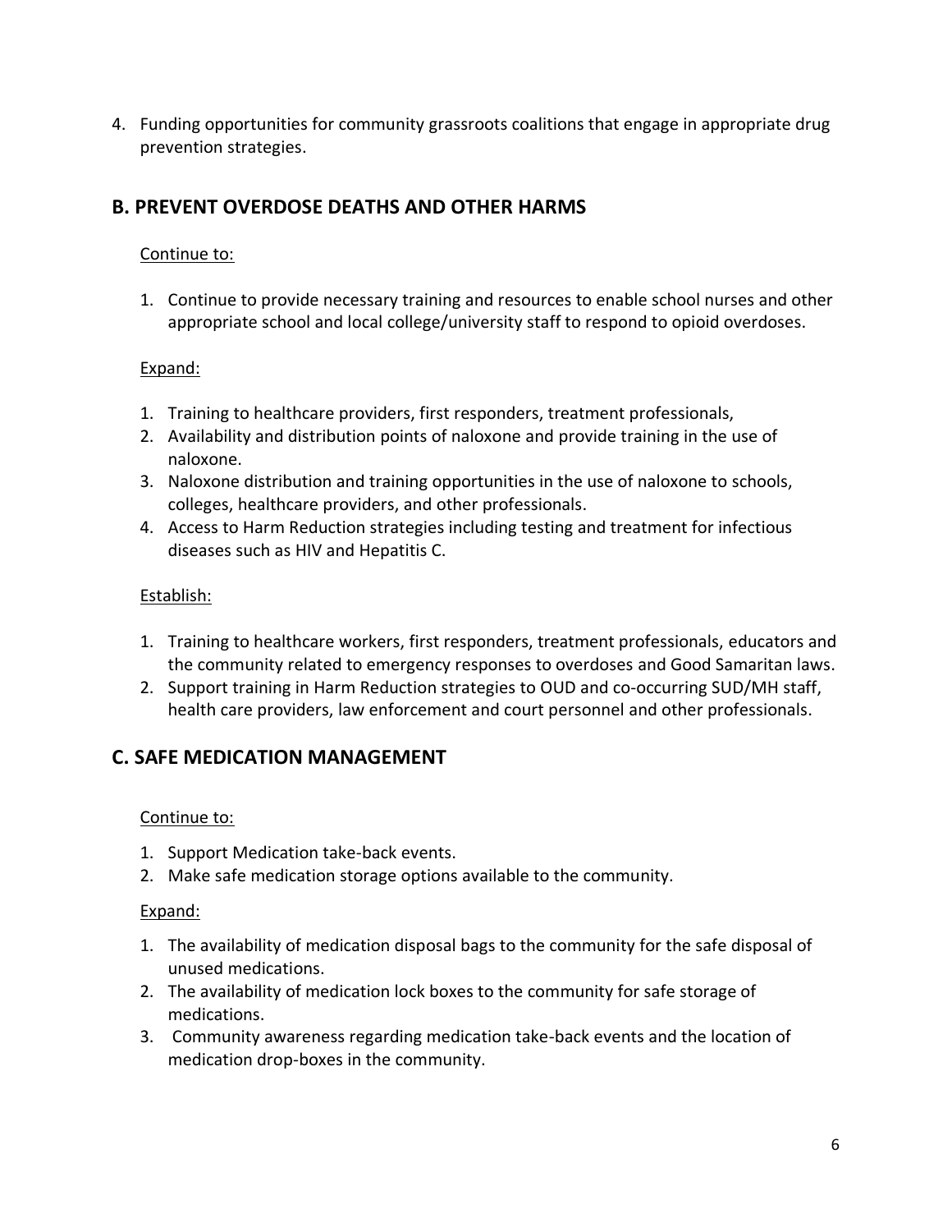4. Funding opportunities for community grassroots coalitions that engage in appropriate drug prevention strategies.

## B. PREVENT OVERDOSE DEATHS AND OTHER HARMS

<u>Continue to:</u>

1. Continue to provide necessary training and resources to enable school nurses and other appropriate school and local college/university staff to respond to opioid overdoses.

<u>Expand:</u>

1. Training to healthcare providers, first responders, treatment professionals,
2. Availability and distribution points of naloxone and provide training in the use of naloxone.
3. Naloxone distribution and training opportunities in the use of naloxone to schools, colleges, healthcare providers, and other professionals.
4. Access to Harm Reduction strategies including testing and treatment for infectious diseases such as HIV and Hepatitis C.

<u>Establish:</u>

1. Training to healthcare workers, first responders, treatment professionals, educators and the community related to emergency responses to overdoses and Good Samaritan laws.
2. Support training in Harm Reduction strategies to OUD and co-occurring SUD/MH staff, health care providers, law enforcement and court personnel and other professionals.

## C. SAFE MEDICATION MANAGEMENT

<u>Continue to:</u>

1. Support Medication take-back events.
2. Make safe medication storage options available to the community.

<u>Expand:</u>

1. The availability of medication disposal bags to the community for the safe disposal of unused medications.
2. The availability of medication lock boxes to the community for safe storage of medications.
3. Community awareness regarding medication take-back events and the location of medication drop-boxes in the community.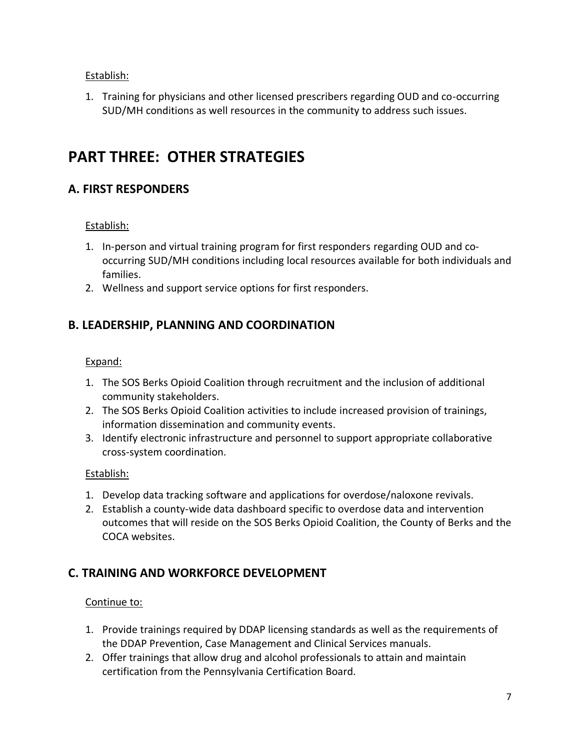Establish:

1. Training for physicians and other licensed prescribers regarding OUD and co-occurring SUD/MH conditions as well resources in the community to address such issues.

# PART THREE: OTHER STRATEGIES

## A. FIRST RESPONDERS

Establish:

1. In-person and virtual training program for first responders regarding OUD and co-occurring SUD/MH conditions including local resources available for both individuals and families.
2. Wellness and support service options for first responders.

## B. LEADERSHIP, PLANNING AND COORDINATION

Expand:

1. The SOS Berks Opioid Coalition through recruitment and the inclusion of additional community stakeholders.
2. The SOS Berks Opioid Coalition activities to include increased provision of trainings, information dissemination and community events.
3. Identify electronic infrastructure and personnel to support appropriate collaborative cross-system coordination.

Establish:

1. Develop data tracking software and applications for overdose/naloxone revivals.
2. Establish a county-wide data dashboard specific to overdose data and intervention outcomes that will reside on the SOS Berks Opioid Coalition, the County of Berks and the COCA websites.

## C. TRAINING AND WORKFORCE DEVELOPMENT

Continue to:

1. Provide trainings required by DDAP licensing standards as well as the requirements of the DDAP Prevention, Case Management and Clinical Services manuals.
2. Offer trainings that allow drug and alcohol professionals to attain and maintain certification from the Pennsylvania Certification Board.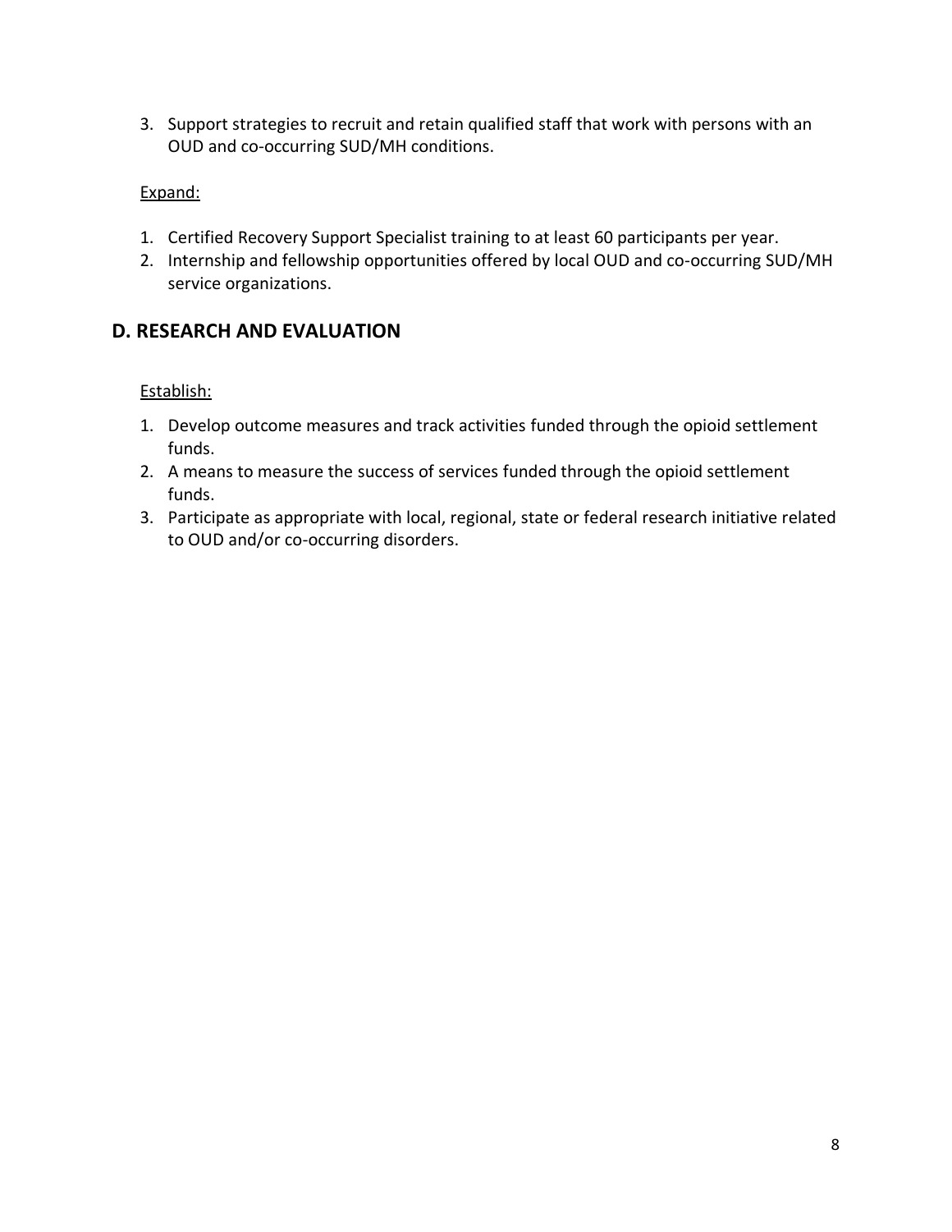3. Support strategies to recruit and retain qualified staff that work with persons with an OUD and co-occurring SUD/MH conditions.

<u>Expand:</u>

1. Certified Recovery Support Specialist training to at least 60 participants per year.
2. Internship and fellowship opportunities offered by local OUD and co-occurring SUD/MH service organizations.

## D. RESEARCH AND EVALUATION

<u>Establish:</u>

1. Develop outcome measures and track activities funded through the opioid settlement funds.
2. A means to measure the success of services funded through the opioid settlement funds.
3. Participate as appropriate with local, regional, state or federal research initiative related to OUD and/or co-occurring disorders.